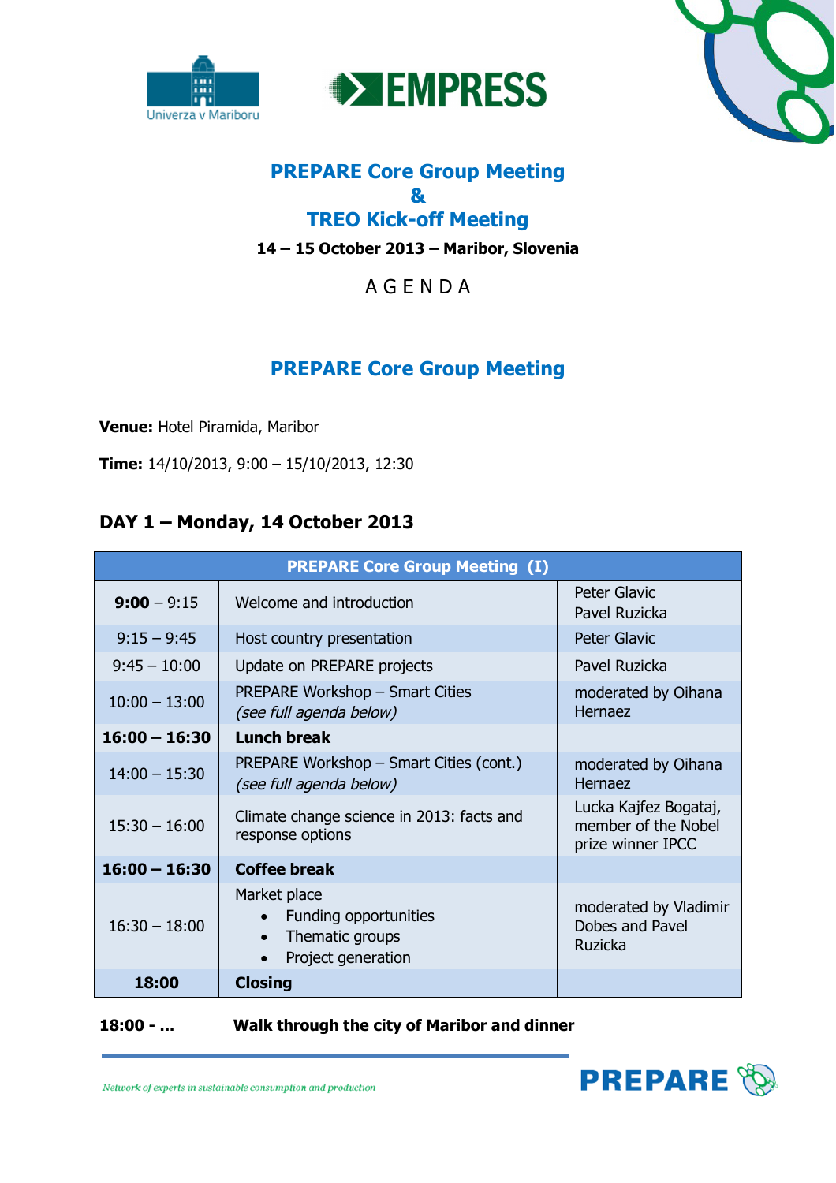# PREPARE Core Group Meeting
# &
# TREO Kick-off Meeting

**14 – 15 October 2013 – Maribor, Slovenia**

A G E N D A

---

## PREPARE Core Group Meeting

**Venue:** Hotel Piramida, Maribor

**Time:** 14/10/2013, 9:00 – 15/10/2013, 12:30

### DAY 1 – Monday, 14 October 2013

| PREPARE Core Group Meeting (I) | | |
|---|---|---|
| **9:00** – 9:15 | Welcome and introduction | Peter Glavic<br>Pavel Ruzicka |
| 9:15 – 9:45 | Host country presentation | Peter Glavic |
| 9:45 – 10:00 | Update on PREPARE projects | Pavel Ruzicka |
| 10:00 – 13:00 | PREPARE Workshop – Smart Cities<br>*(see full agenda below)* | moderated by Oihana Hernaez |
| **16:00 – 16:30** | **Lunch break** | |
| 14:00 – 15:30 | PREPARE Workshop – Smart Cities (cont.)<br>*(see full agenda below)* | moderated by Oihana Hernaez |
| 15:30 – 16:00 | Climate change science in 2013: facts and response options | Lucka Kajfez Bogataj, member of the Nobel prize winner IPCC |
| **16:00 – 16:30** | **Coffee break** | |
| 16:30 – 18:00 | Market place<br>• Funding opportunities<br>• Thematic groups<br>• Project generation | moderated by Vladimir Dobes and Pavel Ruzicka |
| **18:00** | **Closing** | |

**18:00 - ...** **Walk through the city of Maribor and dinner**

Network of experts in sustainable consumption and production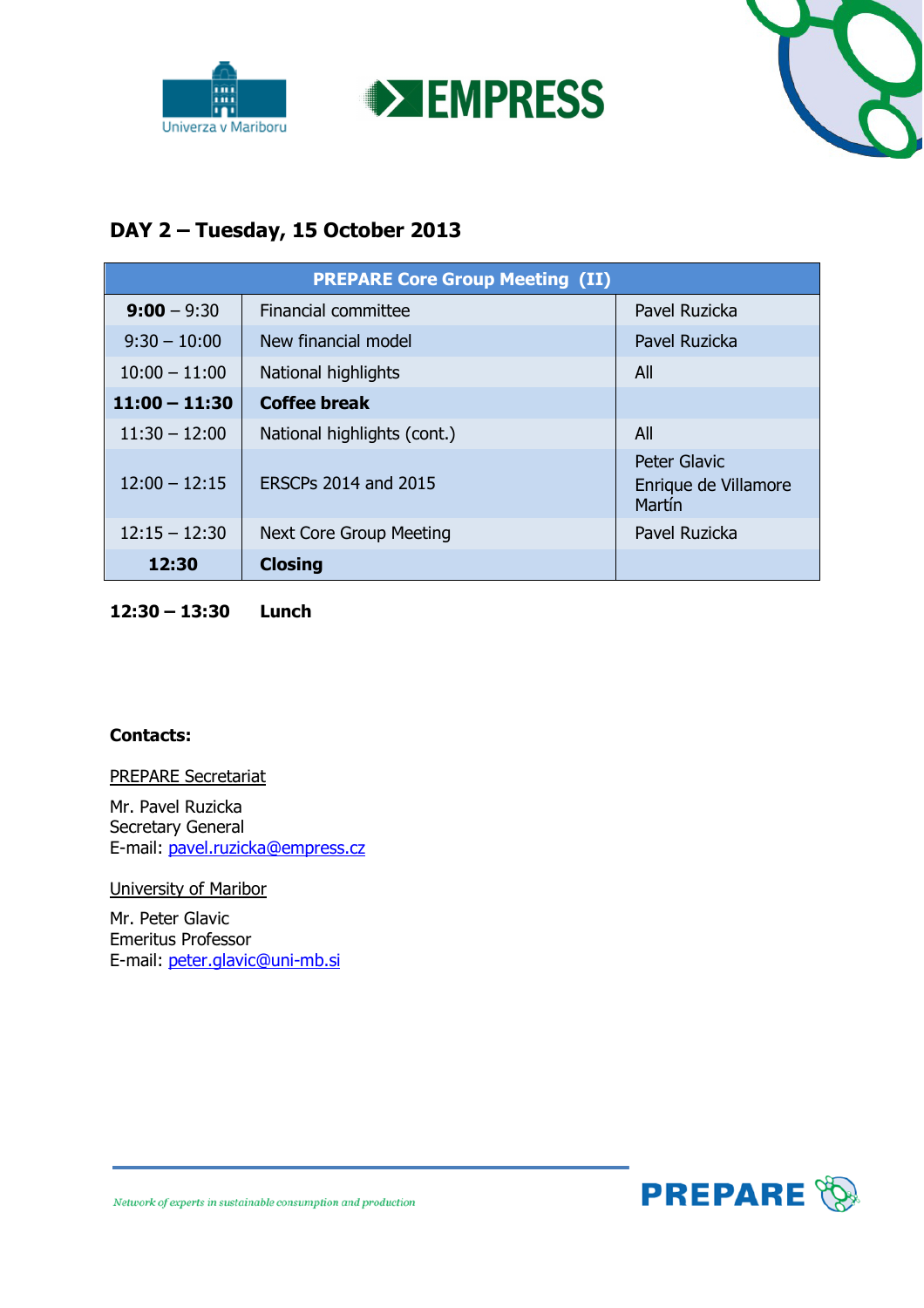## DAY 2 – Tuesday, 15 October 2013

| PREPARE Core Group Meeting (II) | | |
|---|---|---|
| **9:00** – 9:30 | Financial committee | Pavel Ruzicka |
| 9:30 – 10:00 | New financial model | Pavel Ruzicka |
| 10:00 – 11:00 | National highlights | All |
| **11:00 – 11:30** | **Coffee break** | |
| 11:30 – 12:00 | National highlights (cont.) | All |
| 12:00 – 12:15 | ERSCPs 2014 and 2015 | Peter Glavic<br>Enrique de Villamore Martín |
| 12:15 – 12:30 | Next Core Group Meeting | Pavel Ruzicka |
| **12:30** | **Closing** | |

**12:30 – 13:30 Lunch**

**Contacts:**

PREPARE Secretariat

Mr. Pavel Ruzicka
Secretary General
E-mail: pavel.ruzicka@empress.cz

University of Maribor

Mr. Peter Glavic
Emeritus Professor
E-mail: peter.glavic@uni-mb.si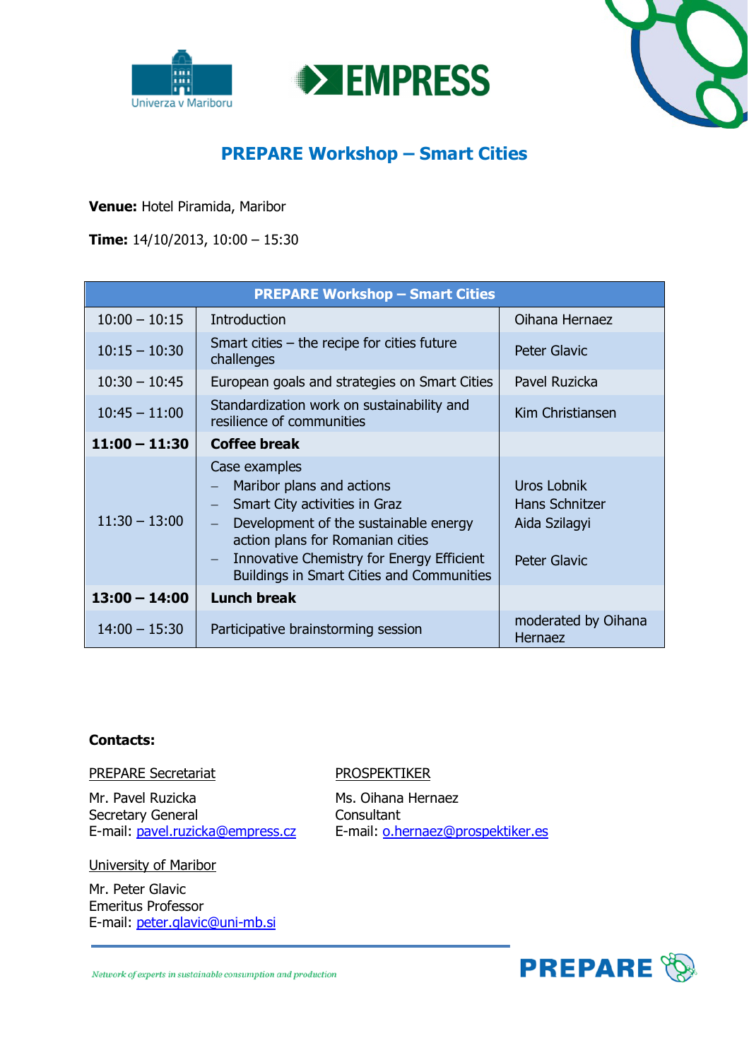## PREPARE Workshop – Smart Cities

**Venue:** Hotel Piramida, Maribor

**Time:** 14/10/2013, 10:00 – 15:30

| PREPARE Workshop – Smart Cities | | |
|---|---|---|
| 10:00 – 10:15 | Introduction | Oihana Hernaez |
| 10:15 – 10:30 | Smart cities – the recipe for cities future challenges | Peter Glavic |
| 10:30 – 10:45 | European goals and strategies on Smart Cities | Pavel Ruzicka |
| 10:45 – 11:00 | Standardization work on sustainability and resilience of communities | Kim Christiansen |
| **11:00 – 11:30** | **Coffee break** | |
| 11:30 – 13:00 | Case examples<br>– Maribor plans and actions<br>– Smart City activities in Graz<br>– Development of the sustainable energy action plans for Romanian cities<br>– Innovative Chemistry for Energy Efficient Buildings in Smart Cities and Communities | Uros Lobnik<br>Hans Schnitzer<br>Aida Szilagyi<br><br>Peter Glavic |
| **13:00 – 14:00** | **Lunch break** | |
| 14:00 – 15:30 | Participative brainstorming session | moderated by Oihana Hernaez |

**Contacts:**

PREPARE Secretariat

Mr. Pavel Ruzicka
Secretary General
E-mail: pavel.ruzicka@empress.cz

PROSPEKTIKER

Ms. Oihana Hernaez
Consultant
E-mail: o.hernaez@prospektiker.es

University of Maribor

Mr. Peter Glavic
Emeritus Professor
E-mail: peter.glavic@uni-mb.si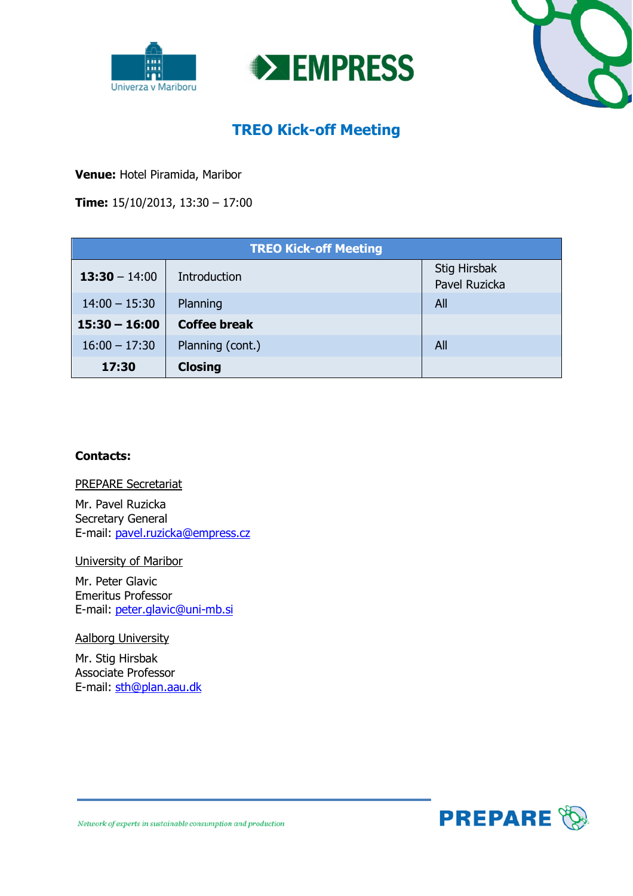# TREO Kick-off Meeting

**Venue:** Hotel Piramida, Maribor

**Time:** 15/10/2013, 13:30 – 17:00

| TREO Kick-off Meeting | | |
|---|---|---|
| **13:30** – 14:00 | Introduction | Stig Hirsbak<br>Pavel Ruzicka |
| 14:00 – 15:30 | Planning | All |
| **15:30 – 16:00** | **Coffee break** | |
| 16:00 – 17:30 | Planning (cont.) | All |
| **17:30** | **Closing** | |

**Contacts:**

PREPARE Secretariat

Mr. Pavel Ruzicka
Secretary General
E-mail: pavel.ruzicka@empress.cz

University of Maribor

Mr. Peter Glavic
Emeritus Professor
E-mail: peter.glavic@uni-mb.si

Aalborg University

Mr. Stig Hirsbak
Associate Professor
E-mail: sth@plan.aau.dk